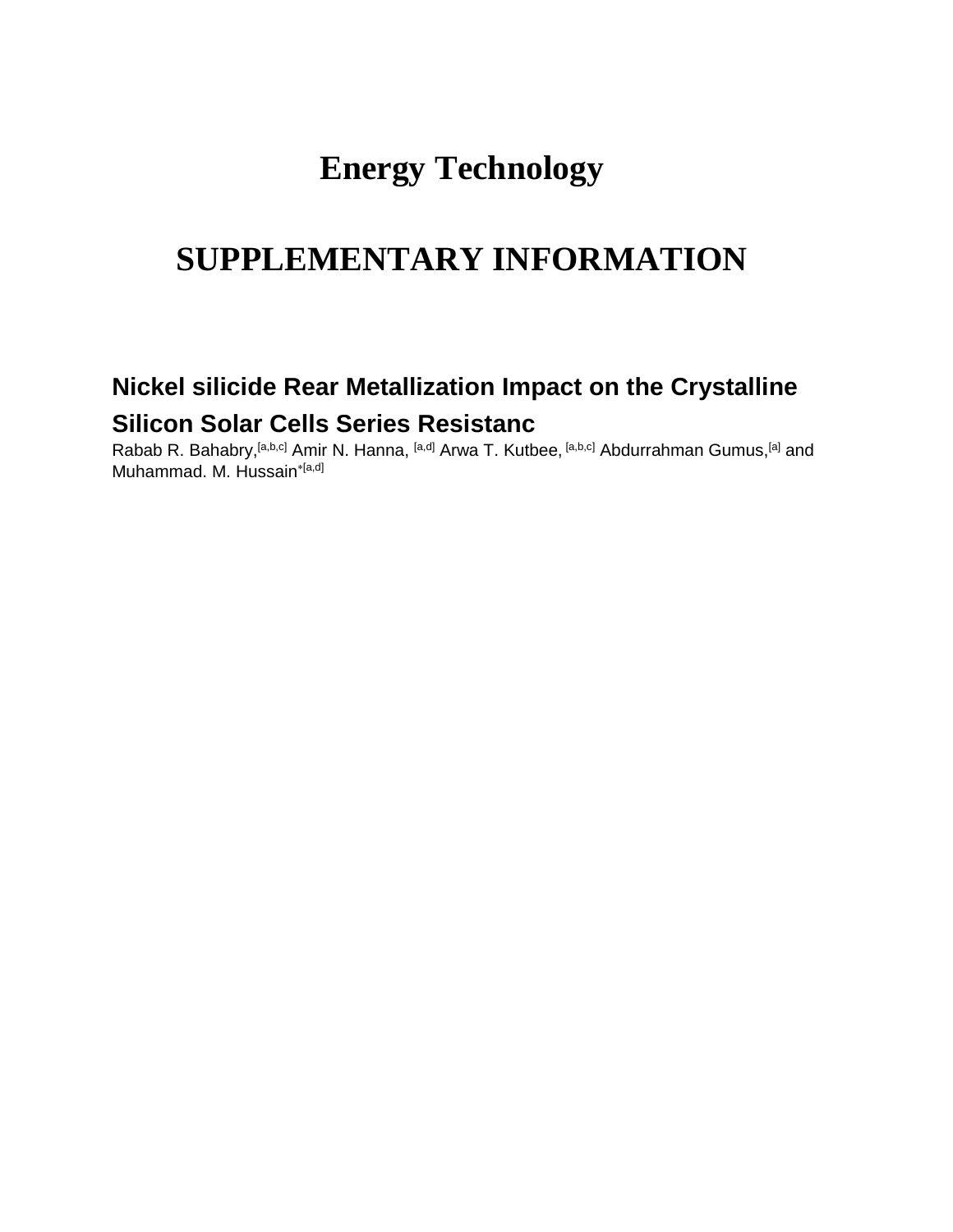# Energy Technology

# SUPPLEMENTARY INFORMATION

## Nickel silicide Rear Metallization Impact on the Crystalline Silicon Solar Cells Series Resistanc

Rabab R. Bahabry,[a,b,c] Amir N. Hanna, [a,d] Arwa T. Kutbee, [a,b,c] Abdurrahman Gumus,[a] and Muhammad. M. Hussain*[a,d]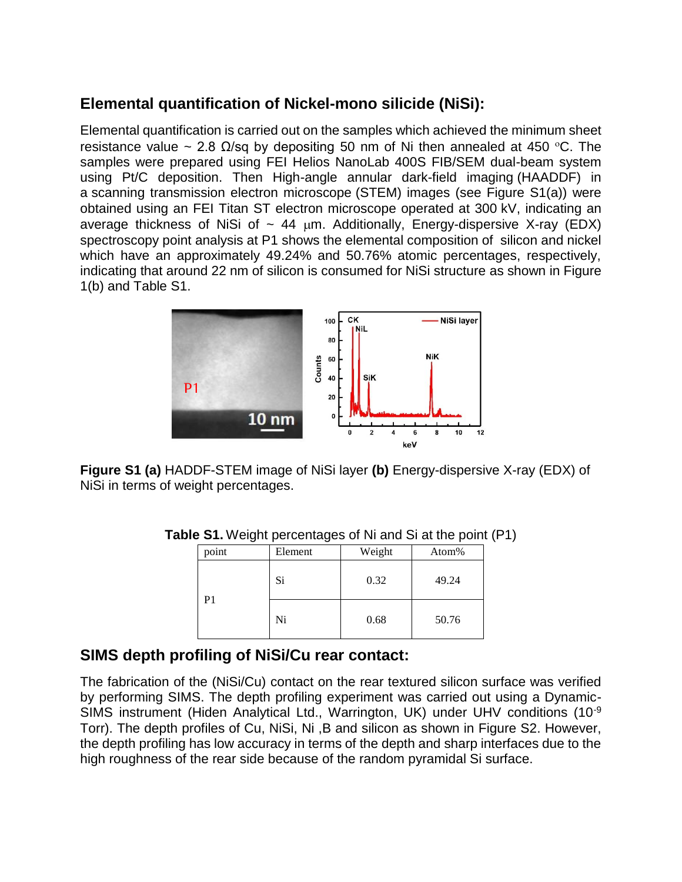## Elemental quantification of Nickel-mono silicide (NiSi):

Elemental quantification is carried out on the samples which achieved the minimum sheet resistance value ~ 2.8 Ω/sq by depositing 50 nm of Ni then annealed at 450 °C. The samples were prepared using FEI Helios NanoLab 400S FIB/SEM dual-beam system using Pt/C deposition. Then High-angle annular dark-field imaging (HAADDF) in a scanning transmission electron microscope (STEM) images (see Figure S1(a)) were obtained using an FEI Titan ST electron microscope operated at 300 kV, indicating an average thickness of NiSi of ~ 44 μm. Additionally, Energy-dispersive X-ray (EDX) spectroscopy point analysis at P1 shows the elemental composition of silicon and nickel which have an approximately 49.24% and 50.76% atomic percentages, respectively, indicating that around 22 nm of silicon is consumed for NiSi structure as shown in Figure 1(b) and Table S1.

**Figure S1 (a)** HADDF-STEM image of NiSi layer **(b)** Energy-dispersive X-ray (EDX) of NiSi in terms of weight percentages.

**Table S1.** Weight percentages of Ni and Si at the point (P1)

| point | Element | Weight | Atom% |
|---|---|---|---|
| P1 | Si | 0.32 | 49.24 |
| | Ni | 0.68 | 50.76 |

## SIMS depth profiling of NiSi/Cu rear contact:

The fabrication of the (NiSi/Cu) contact on the rear textured silicon surface was verified by performing SIMS. The depth profiling experiment was carried out using a Dynamic-SIMS instrument (Hiden Analytical Ltd., Warrington, UK) under UHV conditions ($10^{-9}$ Torr). The depth profiles of Cu, NiSi, Ni ,B and silicon as shown in Figure S2. However, the depth profiling has low accuracy in terms of the depth and sharp interfaces due to the high roughness of the rear side because of the random pyramidal Si surface.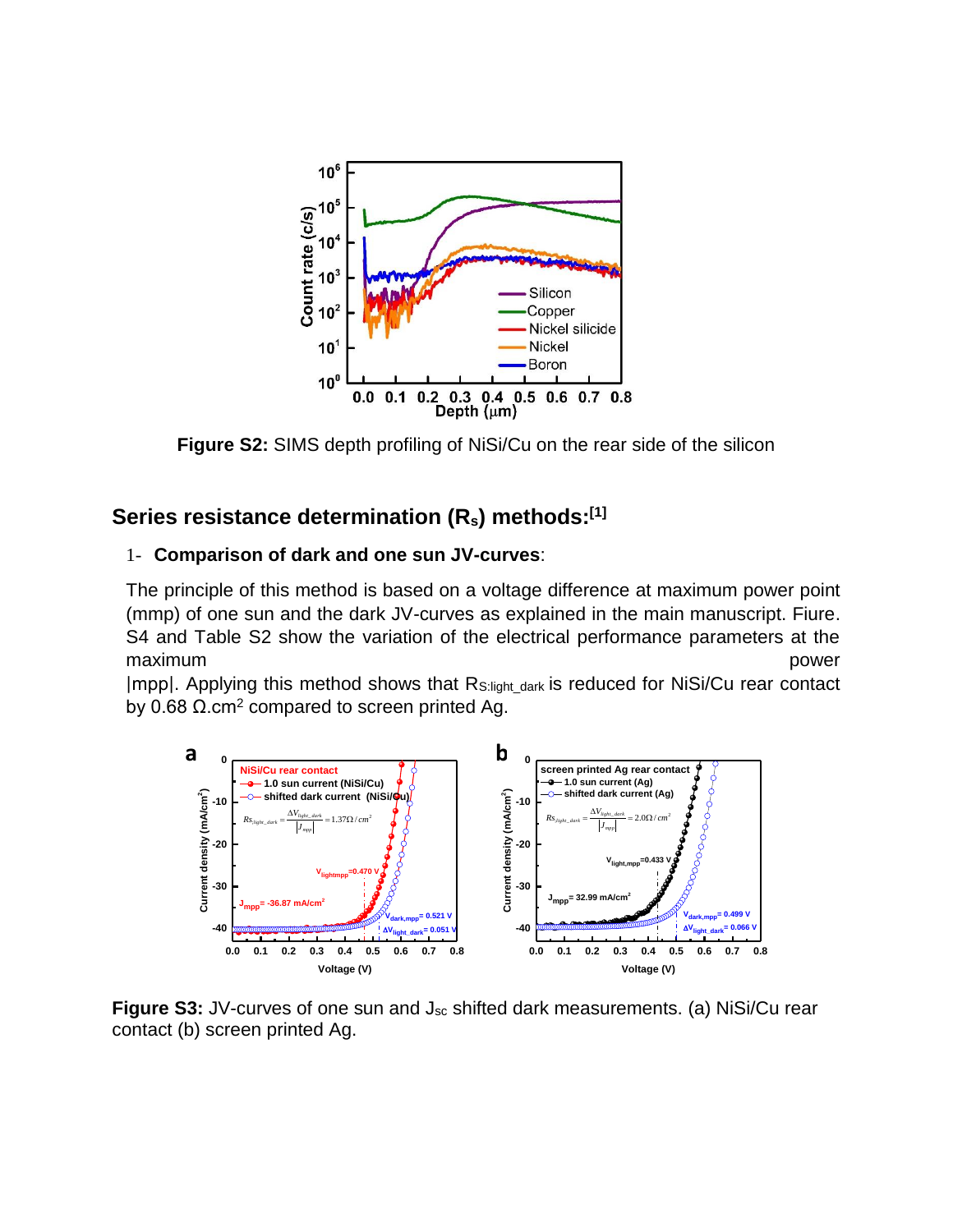**Figure S2:** SIMS depth profiling of NiSi/Cu on the rear side of the silicon

## Series resistance determination ($R_s$) methods:[1]

1- **Comparison of dark and one sun JV-curves**:

The principle of this method is based on a voltage difference at maximum power point (mmp) of one sun and the dark JV-curves as explained in the main manuscript. Fiure. S4 and Table S2 show the variation of the electrical performance parameters at the maximum power |mpp|. Applying this method shows that $R_{S:light\_dark}$ is reduced for NiSi/Cu rear contact by 0.68 Ω.cm$^2$ compared to screen printed Ag.

**Figure S3:** JV-curves of one sun and $J_{sc}$ shifted dark measurements. (a) NiSi/Cu rear contact (b) screen printed Ag.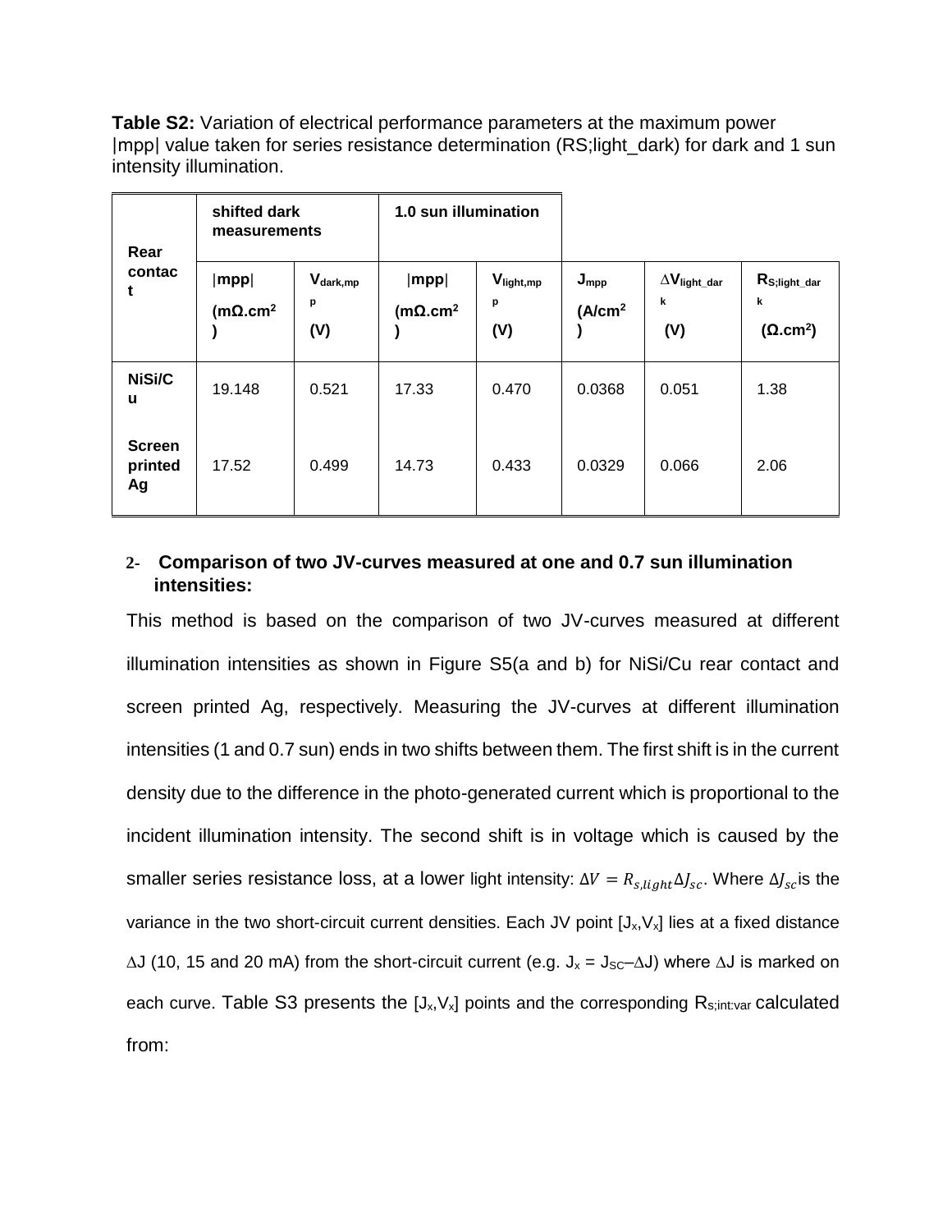**Table S2:** Variation of electrical performance parameters at the maximum power |mpp| value taken for series resistance determination (RS;light_dark) for dark and 1 sun intensity illumination.

| Rear contact | shifted dark measurements | | 1.0 sun illumination | | | | |
|---|---|---|---|---|---|---|---|
| | $\lvert mpp \rvert$ ($m\Omega.cm^2$) | $V_{dark,mpp}$ (V) | $\lvert mpp \rvert$ ($m\Omega.cm^2$) | $V_{light,mpp}$ (V) | $J_{mpp}$ ($A/cm^2$) | $\Delta V_{light\_dark}$ (V) | $R_{S;light\_dark}$ ($\Omega.cm^2$) |
| NiSi/Cu | 19.148 | 0.521 | 17.33 | 0.470 | 0.0368 | 0.051 | 1.38 |
| Screen printed Ag | 17.52 | 0.499 | 14.73 | 0.433 | 0.0329 | 0.066 | 2.06 |

## 2- Comparison of two JV-curves measured at one and 0.7 sun illumination intensities:

This method is based on the comparison of two JV-curves measured at different illumination intensities as shown in Figure S5(a and b) for NiSi/Cu rear contact and screen printed Ag, respectively. Measuring the JV-curves at different illumination intensities (1 and 0.7 sun) ends in two shifts between them. The first shift is in the current density due to the difference in the photo-generated current which is proportional to the incident illumination intensity. The second shift is in voltage which is caused by the smaller series resistance loss, at a lower light intensity: $\Delta V = R_{s,light}\Delta J_{sc}$. Where $\Delta J_{sc}$ is the variance in the two short-circuit current densities. Each JV point $[J_x, V_x]$ lies at a fixed distance $\Delta J$ (10, 15 and 20 mA) from the short-circuit current (e.g. $J_x = J_{SC} - \Delta J$) where $\Delta J$ is marked on each curve. Table S3 presents the $[J_x, V_x]$ points and the corresponding $R_{s;int:var}$ calculated from: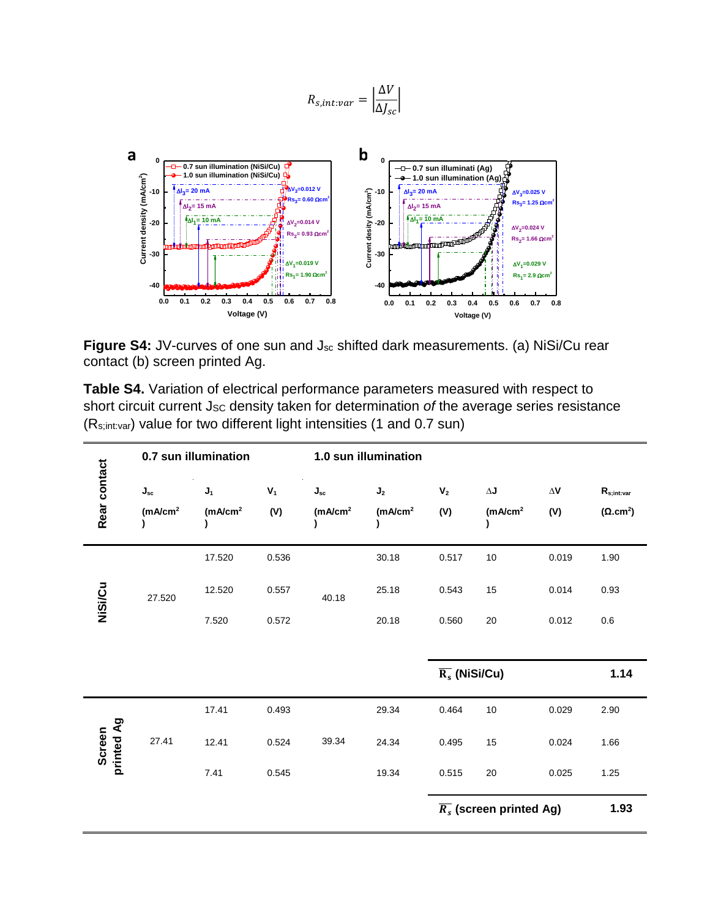$$R_{s,int:var} = \left|\frac{\Delta V}{\Delta J_{sc}}\right|$$

**Figure S4:** JV-curves of one sun and $J_{sc}$ shifted dark measurements. (a) NiSi/Cu rear contact (b) screen printed Ag.

**Table S4.** Variation of electrical performance parameters measured with respect to short circuit current $J_{SC}$ density taken for determination *of* the average series resistance ($R_{s;int:var}$) value for two different light intensities (1 and 0.7 sun)

| Rear contact | 0.7 sun illumination | | | 1.0 sun illumination | | | | | |
|---|---|---|---|---|---|---|---|---|---|
| | $J_{sc}$ (mA/cm²) | $J_1$ (mA/cm²) | $V_1$ (V) | $J_{sc}$ (mA/cm²) | $J_2$ (mA/cm²) | $V_2$ (V) | ΔJ (mA/cm²) | ΔV (V) | $R_{s;int:var}$ (Ω.cm²) |
| NiSi/Cu | 27.520 | 17.520 | 0.536 | 40.18 | 30.18 | 0.517 | 10 | 0.019 | 1.90 |
| | | 12.520 | 0.557 | | 25.18 | 0.543 | 15 | 0.014 | 0.93 |
| | | 7.520 | 0.572 | | 20.18 | 0.560 | 20 | 0.012 | 0.6 |
| | | | | | | $\overline{R_s}$ (NiSi/Cu) | | | **1.14** |
| Screen printed Ag | 27.41 | 17.41 | 0.493 | 39.34 | 29.34 | 0.464 | 10 | 0.029 | 2.90 |
| | | 12.41 | 0.524 | | 24.34 | 0.495 | 15 | 0.024 | 1.66 |
| | | 7.41 | 0.545 | | 19.34 | 0.515 | 20 | 0.025 | 1.25 |
| | | | | | | $\overline{R_s}$ (screen printed Ag) | | | **1.93** |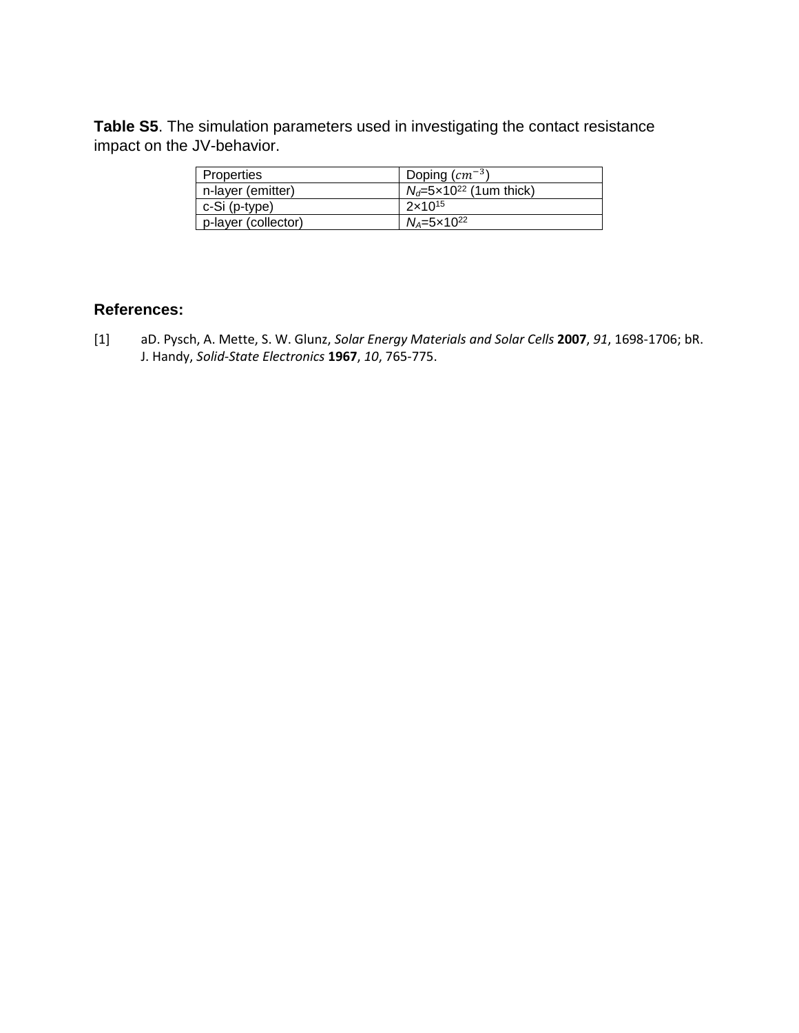**Table S5**. The simulation parameters used in investigating the contact resistance impact on the JV-behavior.

| Properties | Doping ($cm^{-3}$) |
|---|---|
| n-layer (emitter) | $N_d$=5×$10^{22}$ (1um thick) |
| c-Si (p-type) | 2×$10^{15}$ |
| p-layer (collector) | $N_A$=5×$10^{22}$ |

### References:

[1] aD. Pysch, A. Mette, S. W. Glunz, *Solar Energy Materials and Solar Cells* **2007**, *91*, 1698-1706; bR. J. Handy, *Solid-State Electronics* **1967**, *10*, 765-775.